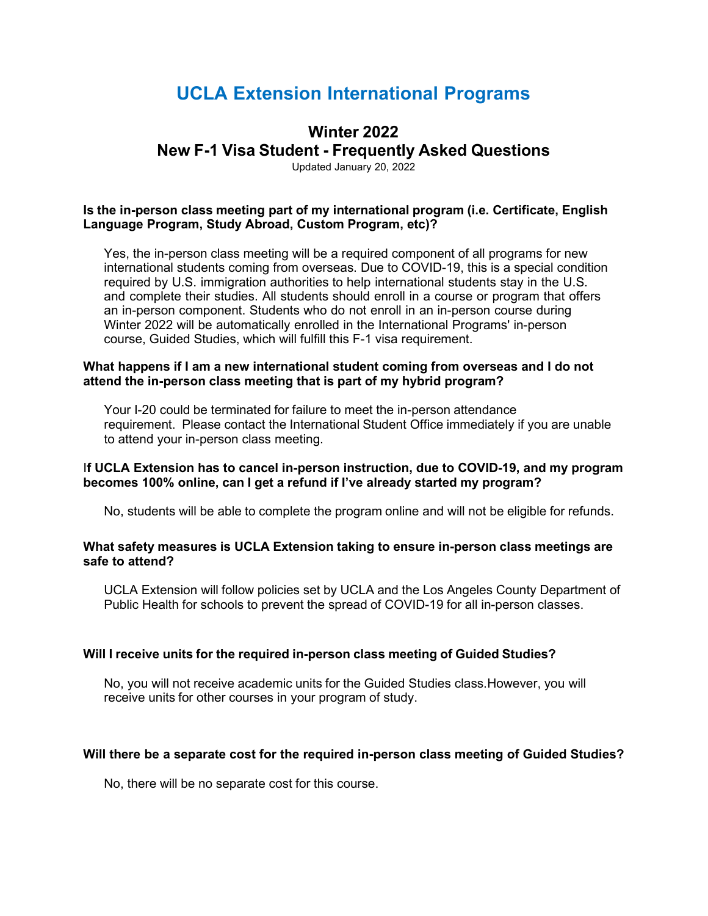# UCLA Extension International Programs

## Winter 2022
## New F-1 Visa Student - Frequently Asked Questions

Updated January 20, 2022

**Is the in-person class meeting part of my international program (i.e. Certificate, English Language Program, Study Abroad, Custom Program, etc)?**

Yes, the in-person class meeting will be a required component of all programs for new international students coming from overseas. Due to COVID-19, this is a special condition required by U.S. immigration authorities to help international students stay in the U.S. and complete their studies. All students should enroll in a course or program that offers an in-person component. Students who do not enroll in an in-person course during Winter 2022 will be automatically enrolled in the International Programs' in-person course, Guided Studies, which will fulfill this F-1 visa requirement.

**What happens if I am a new international student coming from overseas and I do not attend the in-person class meeting that is part of my hybrid program?**

Your I-20 could be terminated for failure to meet the in-person attendance requirement. Please contact the International Student Office immediately if you are unable to attend your in-person class meeting.

**If UCLA Extension has to cancel in-person instruction, due to COVID-19, and my program becomes 100% online, can I get a refund if I've already started my program?**

No, students will be able to complete the program online and will not be eligible for refunds.

**What safety measures is UCLA Extension taking to ensure in-person class meetings are safe to attend?**

UCLA Extension will follow policies set by UCLA and the Los Angeles County Department of Public Health for schools to prevent the spread of COVID-19 for all in-person classes.

**Will I receive units for the required in-person class meeting of Guided Studies?**

No, you will not receive academic units for the Guided Studies class.However, you will receive units for other courses in your program of study.

**Will there be a separate cost for the required in-person class meeting of Guided Studies?**

No, there will be no separate cost for this course.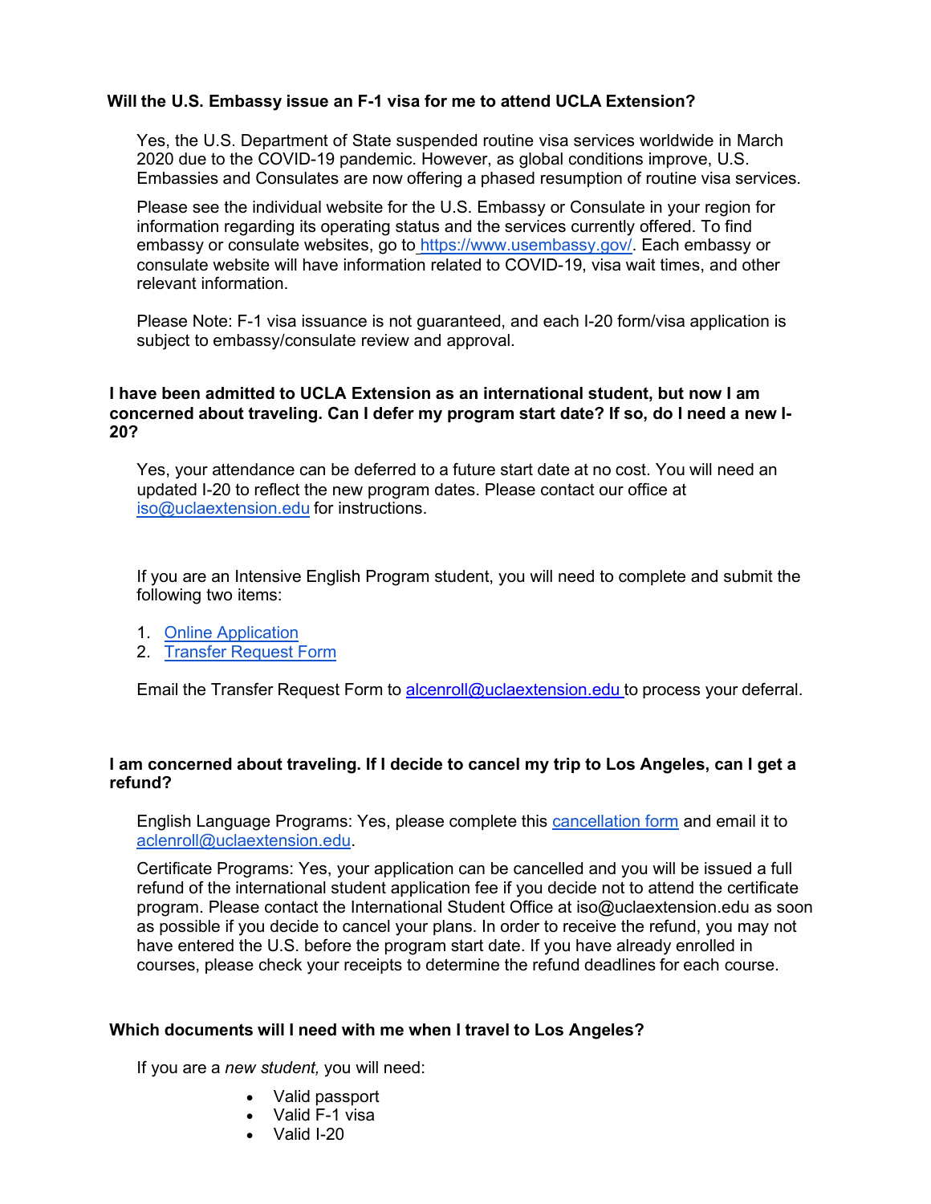**Will the U.S. Embassy issue an F-1 visa for me to attend UCLA Extension?**

Yes, the U.S. Department of State suspended routine visa services worldwide in March 2020 due to the COVID-19 pandemic. However, as global conditions improve, U.S. Embassies and Consulates are now offering a phased resumption of routine visa services.

Please see the individual website for the U.S. Embassy or Consulate in your region for information regarding its operating status and the services currently offered. To find embassy or consulate websites, go to [https://www.usembassy.gov/](https://www.usembassy.gov/). Each embassy or consulate website will have information related to COVID-19, visa wait times, and other relevant information.

Please Note: F-1 visa issuance is not guaranteed, and each I-20 form/visa application is subject to embassy/consulate review and approval.

**I have been admitted to UCLA Extension as an international student, but now I am concerned about traveling. Can I defer my program start date? If so, do I need a new I-20?**

Yes, your attendance can be deferred to a future start date at no cost. You will need an updated I-20 to reflect the new program dates. Please contact our office at [iso@uclaextension.edu](mailto:iso@uclaextension.edu) for instructions.

If you are an Intensive English Program student, you will need to complete and submit the following two items:

1. Online Application
2. Transfer Request Form

Email the Transfer Request Form to [alcenroll@uclaextension.edu](mailto:alcenroll@uclaextension.edu) to process your deferral.

**I am concerned about traveling. If I decide to cancel my trip to Los Angeles, can I get a refund?**

English Language Programs: Yes, please complete this cancellation form and email it to [aclenroll@uclaextension.edu](mailto:aclenroll@uclaextension.edu).

Certificate Programs: Yes, your application can be cancelled and you will be issued a full refund of the international student application fee if you decide not to attend the certificate program. Please contact the International Student Office at iso@uclaextension.edu as soon as possible if you decide to cancel your plans. In order to receive the refund, you may not have entered the U.S. before the program start date. If you have already enrolled in courses, please check your receipts to determine the refund deadlines for each course.

**Which documents will I need with me when I travel to Los Angeles?**

If you are a *new student,* you will need:

- Valid passport
- Valid F-1 visa
- Valid I-20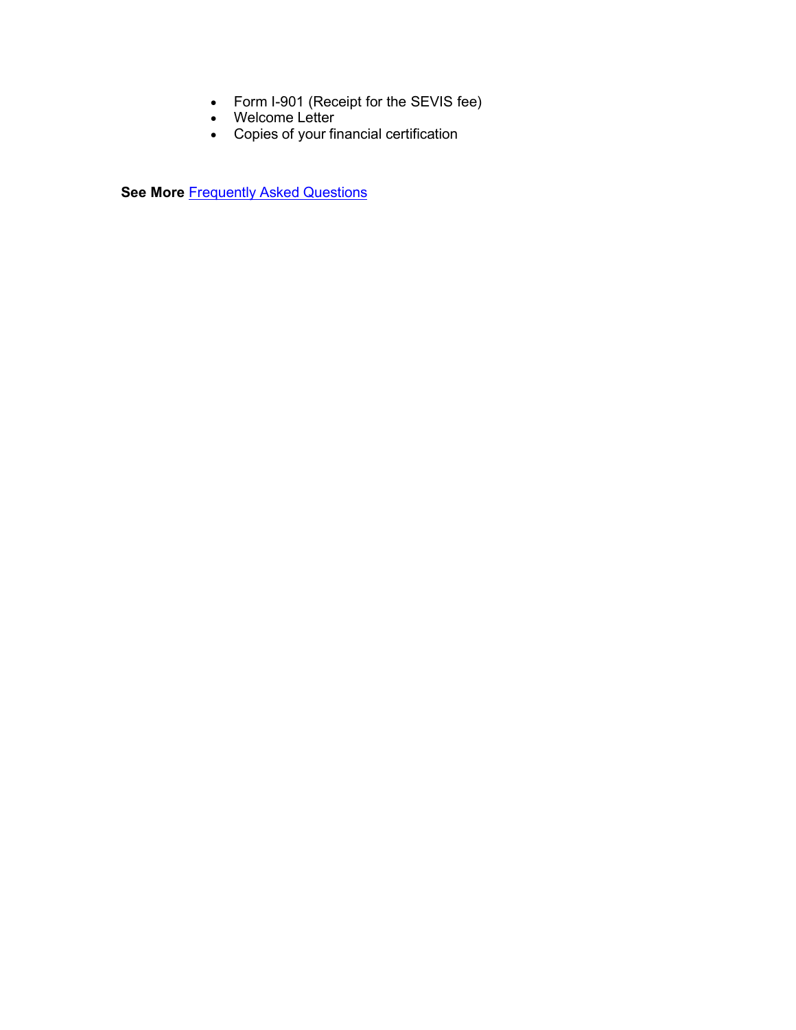- Form I-901 (Receipt for the SEVIS fee)
- Welcome Letter
- Copies of your financial certification

**See More** [Frequently Asked Questions]